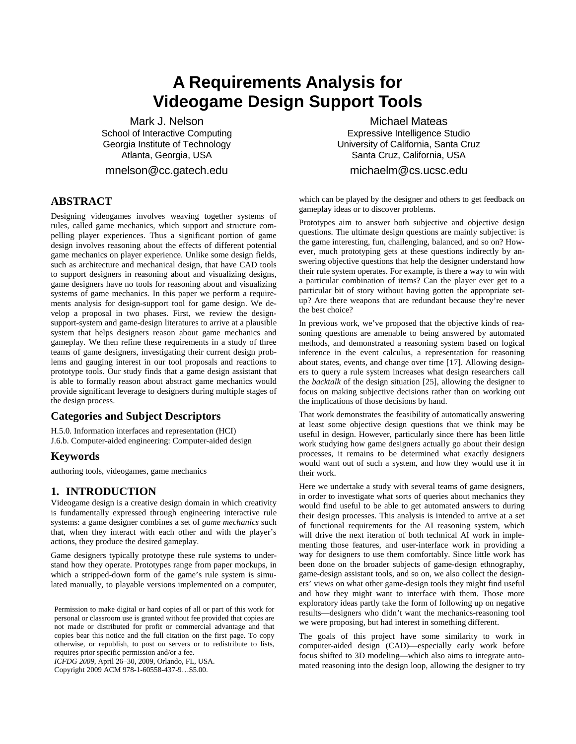# A Requirements Analysis for Videogame Design Support Tools

Mark J. Nelson
School of Interactive Computing
Georgia Institute of Technology
Atlanta, Georgia, USA
mnelson@cc.gatech.edu

Michael Mateas
Expressive Intelligence Studio
University of California, Santa Cruz
Santa Cruz, California, USA
michaelm@cs.ucsc.edu

## ABSTRACT

Designing videogames involves weaving together systems of rules, called game mechanics, which support and structure compelling player experiences. Thus a significant portion of game design involves reasoning about the effects of different potential game mechanics on player experience. Unlike some design fields, such as architecture and mechanical design, that have CAD tools to support designers in reasoning about and visualizing designs, game designers have no tools for reasoning about and visualizing systems of game mechanics. In this paper we perform a requirements analysis for design-support tool for game design. We develop a proposal in two phases. First, we review the design-support-system and game-design literatures to arrive at a plausible system that helps designers reason about game mechanics and gameplay. We then refine these requirements in a study of three teams of game designers, investigating their current design problems and gauging interest in our tool proposals and reactions to prototype tools. Our study finds that a game design assistant that is able to formally reason about abstract game mechanics would provide significant leverage to designers during multiple stages of the design process.

### Categories and Subject Descriptors

H.5.0. Information interfaces and representation (HCI)
J.6.b. Computer-aided engineering: Computer-aided design

### Keywords

authoring tools, videogames, game mechanics

## 1. INTRODUCTION

Videogame design is a creative design domain in which creativity is fundamentally expressed through engineering interactive rule systems: a game designer combines a set of *game mechanics* such that, when they interact with each other and with the player's actions, they produce the desired gameplay.

Game designers typically prototype these rule systems to understand how they operate. Prototypes range from paper mockups, in which a stripped-down form of the game's rule system is simulated manually, to playable versions implemented on a computer, which can be played by the designer and others to get feedback on gameplay ideas or to discover problems.

Prototypes aim to answer both subjective and objective design questions. The ultimate design questions are mainly subjective: is the game interesting, fun, challenging, balanced, and so on? However, much prototyping gets at these questions indirectly by answering objective questions that help the designer understand how their rule system operates. For example, is there a way to win with a particular combination of items? Can the player ever get to a particular bit of story without having gotten the appropriate setup? Are there weapons that are redundant because they're never the best choice?

In previous work, we've proposed that the objective kinds of reasoning questions are amenable to being answered by automated methods, and demonstrated a reasoning system based on logical inference in the event calculus, a representation for reasoning about states, events, and change over time [17]. Allowing designers to query a rule system increases what design researchers call the *backtalk* of the design situation [25], allowing the designer to focus on making subjective decisions rather than on working out the implications of those decisions by hand.

That work demonstrates the feasibility of automatically answering at least some objective design questions that we think may be useful in design. However, particularly since there has been little work studying how game designers actually go about their design processes, it remains to be determined what exactly designers would want out of such a system, and how they would use it in their work.

Here we undertake a study with several teams of game designers, in order to investigate what sorts of queries about mechanics they would find useful to be able to get automated answers to during their design processes. This analysis is intended to arrive at a set of functional requirements for the AI reasoning system, which will drive the next iteration of both technical AI work in implementing those features, and user-interface work in providing a way for designers to use them comfortably. Since little work has been done on the broader subjects of game-design ethnography, game-design assistant tools, and so on, we also collect the designers' views on what other game-design tools they might find useful and how they might want to interface with them. Those more exploratory ideas partly take the form of following up on negative results—designers who didn't want the mechanics-reasoning tool we were proposing, but had interest in something different.

The goals of this project have some similarity to work in computer-aided design (CAD)—especially early work before focus shifted to 3D modeling—which also aims to integrate automated reasoning into the design loop, allowing the designer to try

Permission to make digital or hard copies of all or part of this work for personal or classroom use is granted without fee provided that copies are not made or distributed for profit or commercial advantage and that copies bear this notice and the full citation on the first page. To copy otherwise, or republish, to post on servers or to redistribute to lists, requires prior specific permission and/or a fee.
*ICFDG 2009*, April 26–30, 2009, Orlando, FL, USA.
Copyright 2009 ACM 978-1-60558-437-9…$5.00.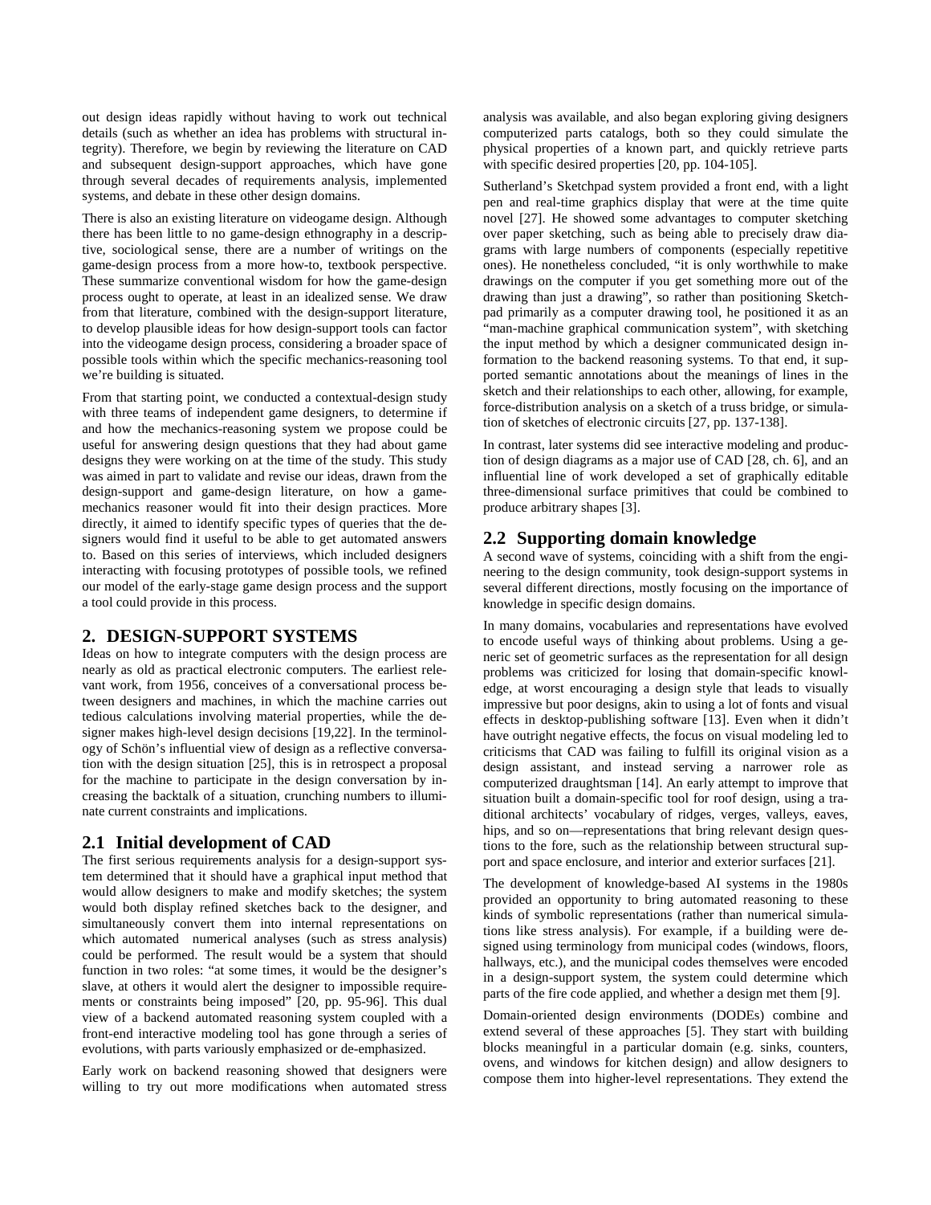out design ideas rapidly without having to work out technical details (such as whether an idea has problems with structural integrity). Therefore, we begin by reviewing the literature on CAD and subsequent design-support approaches, which have gone through several decades of requirements analysis, implemented systems, and debate in these other design domains.

There is also an existing literature on videogame design. Although there has been little to no game-design ethnography in a descriptive, sociological sense, there are a number of writings on the game-design process from a more how-to, textbook perspective. These summarize conventional wisdom for how the game-design process ought to operate, at least in an idealized sense. We draw from that literature, combined with the design-support literature, to develop plausible ideas for how design-support tools can factor into the videogame design process, considering a broader space of possible tools within which the specific mechanics-reasoning tool we're building is situated.

From that starting point, we conducted a contextual-design study with three teams of independent game designers, to determine if and how the mechanics-reasoning system we propose could be useful for answering design questions that they had about game designs they were working on at the time of the study. This study was aimed in part to validate and revise our ideas, drawn from the design-support and game-design literature, on how a game-mechanics reasoner would fit into their design practices. More directly, it aimed to identify specific types of queries that the designers would find it useful to be able to get automated answers to. Based on this series of interviews, which included designers interacting with focusing prototypes of possible tools, we refined our model of the early-stage game design process and the support a tool could provide in this process.

## 2. DESIGN-SUPPORT SYSTEMS

Ideas on how to integrate computers with the design process are nearly as old as practical electronic computers. The earliest relevant work, from 1956, conceives of a conversational process between designers and machines, in which the machine carries out tedious calculations involving material properties, while the designer makes high-level design decisions [19,22]. In the terminology of Schön's influential view of design as a reflective conversation with the design situation [25], this is in retrospect a proposal for the machine to participate in the design conversation by increasing the backtalk of a situation, crunching numbers to illuminate current constraints and implications.

### 2.1 Initial development of CAD

The first serious requirements analysis for a design-support system determined that it should have a graphical input method that would allow designers to make and modify sketches; the system would both display refined sketches back to the designer, and simultaneously convert them into internal representations on which automated numerical analyses (such as stress analysis) could be performed. The result would be a system that should function in two roles: "at some times, it would be the designer's slave, at others it would alert the designer to impossible requirements or constraints being imposed" [20, pp. 95-96]. This dual view of a backend automated reasoning system coupled with a front-end interactive modeling tool has gone through a series of evolutions, with parts variously emphasized or de-emphasized.

Early work on backend reasoning showed that designers were willing to try out more modifications when automated stress analysis was available, and also began exploring giving designers computerized parts catalogs, both so they could simulate the physical properties of a known part, and quickly retrieve parts with specific desired properties [20, pp. 104-105].

Sutherland's Sketchpad system provided a front end, with a light pen and real-time graphics display that were at the time quite novel [27]. He showed some advantages to computer sketching over paper sketching, such as being able to precisely draw diagrams with large numbers of components (especially repetitive ones). He nonetheless concluded, "it is only worthwhile to make drawings on the computer if you get something more out of the drawing than just a drawing", so rather than positioning Sketchpad primarily as a computer drawing tool, he positioned it as an "man-machine graphical communication system", with sketching the input method by which a designer communicated design information to the backend reasoning systems. To that end, it supported semantic annotations about the meanings of lines in the sketch and their relationships to each other, allowing, for example, force-distribution analysis on a sketch of a truss bridge, or simulation of sketches of electronic circuits [27, pp. 137-138].

In contrast, later systems did see interactive modeling and production of design diagrams as a major use of CAD [28, ch. 6], and an influential line of work developed a set of graphically editable three-dimensional surface primitives that could be combined to produce arbitrary shapes [3].

### 2.2 Supporting domain knowledge

A second wave of systems, coinciding with a shift from the engineering to the design community, took design-support systems in several different directions, mostly focusing on the importance of knowledge in specific design domains.

In many domains, vocabularies and representations have evolved to encode useful ways of thinking about problems. Using a generic set of geometric surfaces as the representation for all design problems was criticized for losing that domain-specific knowledge, at worst encouraging a design style that leads to visually impressive but poor designs, akin to using a lot of fonts and visual effects in desktop-publishing software [13]. Even when it didn't have outright negative effects, the focus on visual modeling led to criticisms that CAD was failing to fulfill its original vision as a design assistant, and instead serving a narrower role as computerized draughtsman [14]. An early attempt to improve that situation built a domain-specific tool for roof design, using a traditional architects' vocabulary of ridges, verges, valleys, eaves, hips, and so on—representations that bring relevant design questions to the fore, such as the relationship between structural support and space enclosure, and interior and exterior surfaces [21].

The development of knowledge-based AI systems in the 1980s provided an opportunity to bring automated reasoning to these kinds of symbolic representations (rather than numerical simulations like stress analysis). For example, if a building were designed using terminology from municipal codes (windows, floors, hallways, etc.), and the municipal codes themselves were encoded in a design-support system, the system could determine which parts of the fire code applied, and whether a design met them [9].

Domain-oriented design environments (DODEs) combine and extend several of these approaches [5]. They start with building blocks meaningful in a particular domain (e.g. sinks, counters, ovens, and windows for kitchen design) and allow designers to compose them into higher-level representations. They extend the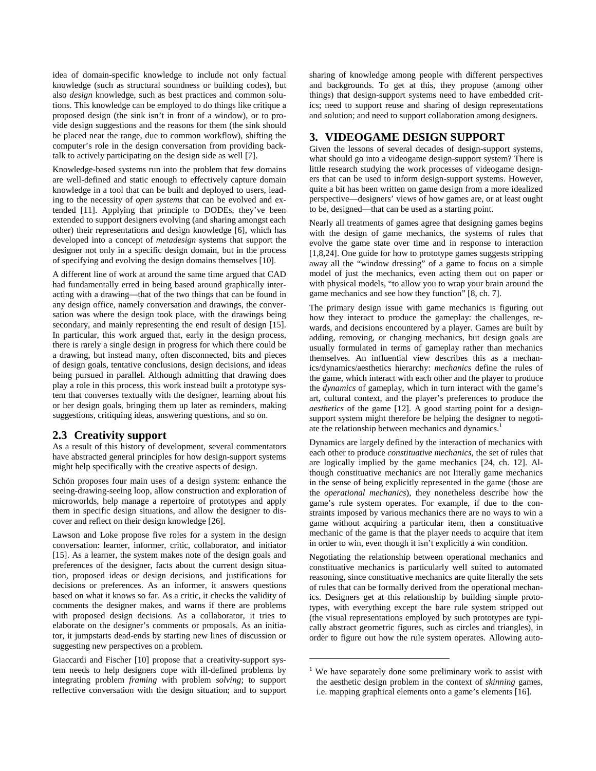idea of domain-specific knowledge to include not only factual knowledge (such as structural soundness or building codes), but also *design* knowledge, such as best practices and common solutions. This knowledge can be employed to do things like critique a proposed design (the sink isn't in front of a window), or to provide design suggestions and the reasons for them (the sink should be placed near the range, due to common workflow), shifting the computer's role in the design conversation from providing backtalk to actively participating on the design side as well [7].

Knowledge-based systems run into the problem that few domains are well-defined and static enough to effectively capture domain knowledge in a tool that can be built and deployed to users, leading to the necessity of *open systems* that can be evolved and extended [11]. Applying that principle to DODEs, they've been extended to support designers evolving (and sharing amongst each other) their representations and design knowledge [6], which has developed into a concept of *metadesign* systems that support the designer not only in a specific design domain, but in the process of specifying and evolving the design domains themselves [10].

A different line of work at around the same time argued that CAD had fundamentally erred in being based around graphically interacting with a drawing—that of the two things that can be found in any design office, namely conversation and drawings, the conversation was where the design took place, with the drawings being secondary, and mainly representing the end result of design [15]. In particular, this work argued that, early in the design process, there is rarely a single design in progress for which there could be a drawing, but instead many, often disconnected, bits and pieces of design goals, tentative conclusions, design decisions, and ideas being pursued in parallel. Although admitting that drawing does play a role in this process, this work instead built a prototype system that converses textually with the designer, learning about his or her design goals, bringing them up later as reminders, making suggestions, critiquing ideas, answering questions, and so on.

## 2.3 Creativity support

As a result of this history of development, several commentators have abstracted general principles for how design-support systems might help specifically with the creative aspects of design.

Schön proposes four main uses of a design system: enhance the seeing-drawing-seeing loop, allow construction and exploration of microworlds, help manage a repertoire of prototypes and apply them in specific design situations, and allow the designer to discover and reflect on their design knowledge [26].

Lawson and Loke propose five roles for a system in the design conversation: learner, informer, critic, collaborator, and initiator [15]. As a learner, the system makes note of the design goals and preferences of the designer, facts about the current design situation, proposed ideas or design decisions, and justifications for decisions or preferences. As an informer, it answers questions based on what it knows so far. As a critic, it checks the validity of comments the designer makes, and warns if there are problems with proposed design decisions. As a collaborator, it tries to elaborate on the designer's comments or proposals. As an initiator, it jumpstarts dead-ends by starting new lines of discussion or suggesting new perspectives on a problem.

Giaccardi and Fischer [10] propose that a creativity-support system needs to help designers cope with ill-defined problems by integrating problem *framing* with problem *solving*; to support reflective conversation with the design situation; and to support sharing of knowledge among people with different perspectives and backgrounds. To get at this, they propose (among other things) that design-support systems need to have embedded critics; need to support reuse and sharing of design representations and solution; and need to support collaboration among designers.

# 3. VIDEOGAME DESIGN SUPPORT

Given the lessons of several decades of design-support systems, what should go into a videogame design-support system? There is little research studying the work processes of videogame designers that can be used to inform design-support systems. However, quite a bit has been written on game design from a more idealized perspective—designers' views of how games are, or at least ought to be, designed—that can be used as a starting point.

Nearly all treatments of games agree that designing games begins with the design of game mechanics, the systems of rules that evolve the game state over time and in response to interaction [1,8,24]. One guide for how to prototype games suggests stripping away all the "window dressing" of a game to focus on a simple model of just the mechanics, even acting them out on paper or with physical models, "to allow you to wrap your brain around the game mechanics and see how they function" [8, ch. 7].

The primary design issue with game mechanics is figuring out how they interact to produce the gameplay: the challenges, rewards, and decisions encountered by a player. Games are built by adding, removing, or changing mechanics, but design goals are usually formulated in terms of gameplay rather than mechanics themselves. An influential view describes this as a mechanics/dynamics/aesthetics hierarchy: *mechanics* define the rules of the game, which interact with each other and the player to produce the *dynamics* of gameplay, which in turn interact with the game's art, cultural context, and the player's preferences to produce the *aesthetics* of the game [12]. A good starting point for a design-support system might therefore be helping the designer to negotiate the relationship between mechanics and dynamics.[1]

Dynamics are largely defined by the interaction of mechanics with each other to produce *constituative mechanics*, the set of rules that are logically implied by the game mechanics [24, ch. 12]. Although constituative mechanics are not literally game mechanics in the sense of being explicitly represented in the game (those are the *operational mechanics*), they nonetheless describe how the game's rule system operates. For example, if due to the constraints imposed by various mechanics there are no ways to win a game without acquiring a particular item, then a constituative mechanic of the game is that the player needs to acquire that item in order to win, even though it isn't explicitly a win condition.

Negotiating the relationship between operational mechanics and constituative mechanics is particularly well suited to automated reasoning, since constituative mechanics are quite literally the sets of rules that can be formally derived from the operational mechanics. Designers get at this relationship by building simple prototypes, with everything except the bare rule system stripped out (the visual representations employed by such prototypes are typically abstract geometric figures, such as circles and triangles), in order to figure out how the rule system operates. Allowing auto-

[1] We have separately done some preliminary work to assist with the aesthetic design problem in the context of *skinning* games, i.e. mapping graphical elements onto a game's elements [16].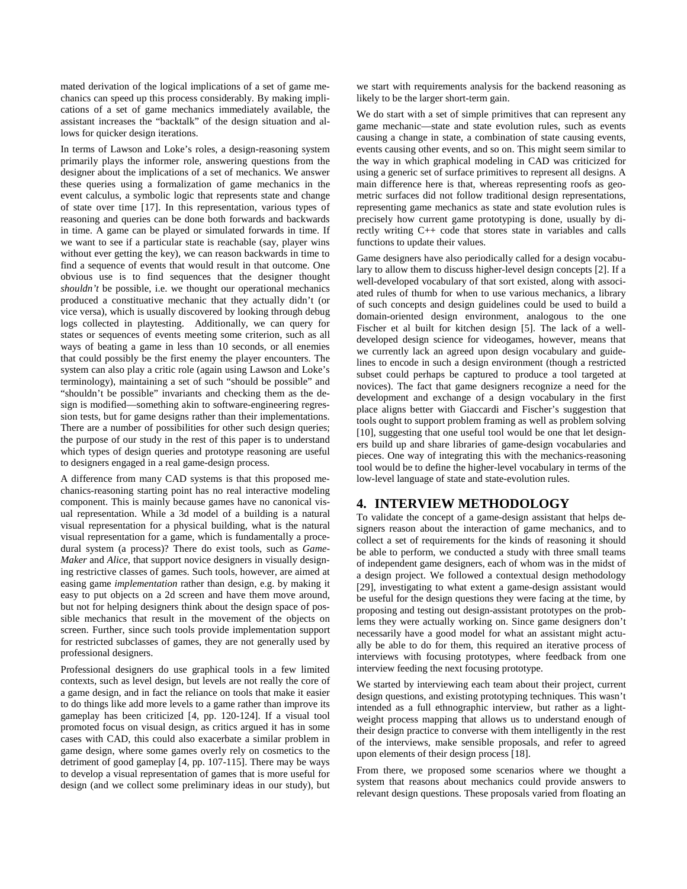mated derivation of the logical implications of a set of game mechanics can speed up this process considerably. By making implications of a set of game mechanics immediately available, the assistant increases the "backtalk" of the design situation and allows for quicker design iterations.

In terms of Lawson and Loke's roles, a design-reasoning system primarily plays the informer role, answering questions from the designer about the implications of a set of mechanics. We answer these queries using a formalization of game mechanics in the event calculus, a symbolic logic that represents state and change of state over time [17]. In this representation, various types of reasoning and queries can be done both forwards and backwards in time. A game can be played or simulated forwards in time. If we want to see if a particular state is reachable (say, player wins without ever getting the key), we can reason backwards in time to find a sequence of events that would result in that outcome. One obvious use is to find sequences that the designer thought *shouldn't* be possible, i.e. we thought our operational mechanics produced a constituative mechanic that they actually didn't (or vice versa), which is usually discovered by looking through debug logs collected in playtesting. Additionally, we can query for states or sequences of events meeting some criterion, such as all ways of beating a game in less than 10 seconds, or all enemies that could possibly be the first enemy the player encounters. The system can also play a critic role (again using Lawson and Loke's terminology), maintaining a set of such "should be possible" and "shouldn't be possible" invariants and checking them as the design is modified—something akin to software-engineering regression tests, but for game designs rather than their implementations. There are a number of possibilities for other such design queries; the purpose of our study in the rest of this paper is to understand which types of design queries and prototype reasoning are useful to designers engaged in a real game-design process.

A difference from many CAD systems is that this proposed mechanics-reasoning starting point has no real interactive modeling component. This is mainly because games have no canonical visual representation. While a 3d model of a building is a natural visual representation for a physical building, what is the natural visual representation for a game, which is fundamentally a procedural system (a process)? There do exist tools, such as *GameMaker* and *Alice*, that support novice designers in visually designing restrictive classes of games. Such tools, however, are aimed at easing game *implementation* rather than design, e.g. by making it easy to put objects on a 2d screen and have them move around, but not for helping designers think about the design space of possible mechanics that result in the movement of the objects on screen. Further, since such tools provide implementation support for restricted subclasses of games, they are not generally used by professional designers.

Professional designers do use graphical tools in a few limited contexts, such as level design, but levels are not really the core of a game design, and in fact the reliance on tools that make it easier to do things like add more levels to a game rather than improve its gameplay has been criticized [4, pp. 120-124]. If a visual tool promoted focus on visual design, as critics argued it has in some cases with CAD, this could also exacerbate a similar problem in game design, where some games overly rely on cosmetics to the detriment of good gameplay [4, pp. 107-115]. There may be ways to develop a visual representation of games that is more useful for design (and we collect some preliminary ideas in our study), but we start with requirements analysis for the backend reasoning as likely to be the larger short-term gain.

We do start with a set of simple primitives that can represent any game mechanic—state and state evolution rules, such as events causing a change in state, a combination of state causing events, events causing other events, and so on. This might seem similar to the way in which graphical modeling in CAD was criticized for using a generic set of surface primitives to represent all designs. A main difference here is that, whereas representing roofs as geometric surfaces did not follow traditional design representations, representing game mechanics as state and state evolution rules is precisely how current game prototyping is done, usually by directly writing C++ code that stores state in variables and calls functions to update their values.

Game designers have also periodically called for a design vocabulary to allow them to discuss higher-level design concepts [2]. If a well-developed vocabulary of that sort existed, along with associated rules of thumb for when to use various mechanics, a library of such concepts and design guidelines could be used to build a domain-oriented design environment, analogous to the one Fischer et al built for kitchen design [5]. The lack of a well-developed design science for videogames, however, means that we currently lack an agreed upon design vocabulary and guidelines to encode in such a design environment (though a restricted subset could perhaps be captured to produce a tool targeted at novices). The fact that game designers recognize a need for the development and exchange of a design vocabulary in the first place aligns better with Giaccardi and Fischer's suggestion that tools ought to support problem framing as well as problem solving [10], suggesting that one useful tool would be one that let designers build up and share libraries of game-design vocabularies and pieces. One way of integrating this with the mechanics-reasoning tool would be to define the higher-level vocabulary in terms of the low-level language of state and state-evolution rules.

## 4. INTERVIEW METHODOLOGY

To validate the concept of a game-design assistant that helps designers reason about the interaction of game mechanics, and to collect a set of requirements for the kinds of reasoning it should be able to perform, we conducted a study with three small teams of independent game designers, each of whom was in the midst of a design project. We followed a contextual design methodology [29], investigating to what extent a game-design assistant would be useful for the design questions they were facing at the time, by proposing and testing out design-assistant prototypes on the problems they were actually working on. Since game designers don't necessarily have a good model for what an assistant might actually be able to do for them, this required an iterative process of interviews with focusing prototypes, where feedback from one interview feeding the next focusing prototype.

We started by interviewing each team about their project, current design questions, and existing prototyping techniques. This wasn't intended as a full ethnographic interview, but rather as a lightweight process mapping that allows us to understand enough of their design practice to converse with them intelligently in the rest of the interviews, make sensible proposals, and refer to agreed upon elements of their design process [18].

From there, we proposed some scenarios where we thought a system that reasons about mechanics could provide answers to relevant design questions. These proposals varied from floating an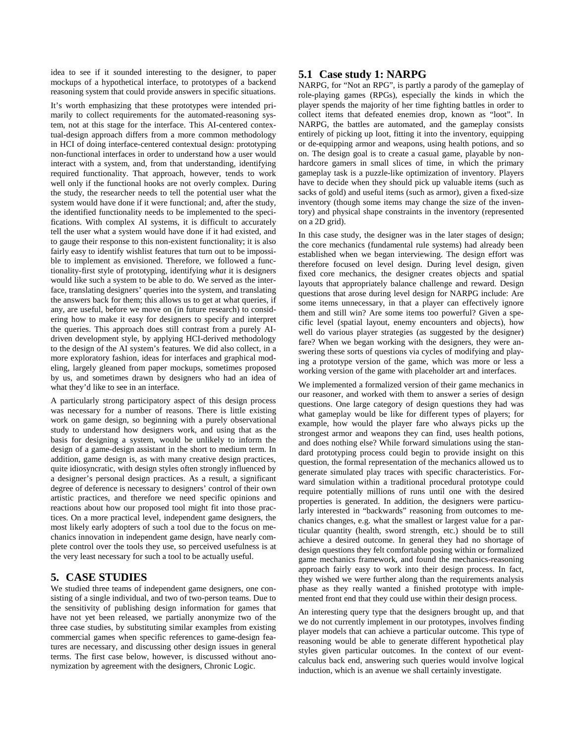idea to see if it sounded interesting to the designer, to paper mockups of a hypothetical interface, to prototypes of a backend reasoning system that could provide answers in specific situations.

It's worth emphasizing that these prototypes were intended primarily to collect requirements for the automated-reasoning system, not at this stage for the interface. This AI-centered contextual-design approach differs from a more common methodology in HCI of doing interface-centered contextual design: prototyping non-functional interfaces in order to understand how a user would interact with a system, and, from that understanding, identifying required functionality. That approach, however, tends to work well only if the functional hooks are not overly complex. During the study, the researcher needs to tell the potential user what the system would have done if it were functional; and, after the study, the identified functionality needs to be implemented to the specifications. With complex AI systems, it is difficult to accurately tell the user what a system would have done if it had existed, and to gauge their response to this non-existent functionality; it is also fairly easy to identify wishlist features that turn out to be impossible to implement as envisioned. Therefore, we followed a functionality-first style of prototyping, identifying *what* it is designers would like such a system to be able to do. We served as the interface, translating designers' queries into the system, and translating the answers back for them; this allows us to get at what queries, if any, are useful, before we move on (in future research) to considering how to make it easy for designers to specify and interpret the queries. This approach does still contrast from a purely AI-driven development style, by applying HCI-derived methodology to the design of the AI system's features. We did also collect, in a more exploratory fashion, ideas for interfaces and graphical modeling, largely gleaned from paper mockups, sometimes proposed by us, and sometimes drawn by designers who had an idea of what they'd like to see in an interface.

A particularly strong participatory aspect of this design process was necessary for a number of reasons. There is little existing work on game design, so beginning with a purely observational study to understand how designers work, and using that as the basis for designing a system, would be unlikely to inform the design of a game-design assistant in the short to medium term. In addition, game design is, as with many creative design practices, quite idiosyncratic, with design styles often strongly influenced by a designer's personal design practices. As a result, a significant degree of deference is necessary to designers' control of their own artistic practices, and therefore we need specific opinions and reactions about how our proposed tool might fit into those practices. On a more practical level, independent game designers, the most likely early adopters of such a tool due to the focus on mechanics innovation in independent game design, have nearly complete control over the tools they use, so perceived usefulness is at the very least necessary for such a tool to be actually useful.

## 5. CASE STUDIES

We studied three teams of independent game designers, one consisting of a single individual, and two of two-person teams. Due to the sensitivity of publishing design information for games that have not yet been released, we partially anonymize two of the three case studies, by substituting similar examples from existing commercial games when specific references to game-design features are necessary, and discussing other design issues in general terms. The first case below, however, is discussed without anonymization by agreement with the designers, Chronic Logic.

### 5.1 Case study 1: NARPG

NARPG, for "Not an RPG", is partly a parody of the gameplay of role-playing games (RPGs), especially the kinds in which the player spends the majority of her time fighting battles in order to collect items that defeated enemies drop, known as "loot". In NARPG, the battles are automated, and the gameplay consists entirely of picking up loot, fitting it into the inventory, equipping or de-equipping armor and weapons, using health potions, and so on. The design goal is to create a casual game, playable by non-hardcore gamers in small slices of time, in which the primary gameplay task is a puzzle-like optimization of inventory. Players have to decide when they should pick up valuable items (such as sacks of gold) and useful items (such as armor), given a fixed-size inventory (though some items may change the size of the inventory) and physical shape constraints in the inventory (represented on a 2D grid).

In this case study, the designer was in the later stages of design; the core mechanics (fundamental rule systems) had already been established when we began interviewing. The design effort was therefore focused on level design. During level design, given fixed core mechanics, the designer creates objects and spatial layouts that appropriately balance challenge and reward. Design questions that arose during level design for NARPG include: Are some items unnecessary, in that a player can effectively ignore them and still win? Are some items too powerful? Given a specific level (spatial layout, enemy encounters and objects), how well do various player strategies (as suggested by the designer) fare? When we began working with the designers, they were answering these sorts of questions via cycles of modifying and playing a prototype version of the game, which was more or less a working version of the game with placeholder art and interfaces.

We implemented a formalized version of their game mechanics in our reasoner, and worked with them to answer a series of design questions. One large category of design questions they had was what gameplay would be like for different types of players; for example, how would the player fare who always picks up the strongest armor and weapons they can find, uses health potions, and does nothing else? While forward simulations using the standard prototyping process could begin to provide insight on this question, the formal representation of the mechanics allowed us to generate simulated play traces with specific characteristics. Forward simulation within a traditional procedural prototype could require potentially millions of runs until one with the desired properties is generated. In addition, the designers were particularly interested in "backwards" reasoning from outcomes to mechanics changes, e.g. what the smallest or largest value for a particular quantity (health, sword strength, etc.) should be to still achieve a desired outcome. In general they had no shortage of design questions they felt comfortable posing within or formalized game mechanics framework, and found the mechanics-reasoning approach fairly easy to work into their design process. In fact, they wished we were further along than the requirements analysis phase as they really wanted a finished prototype with implemented front end that they could use within their design process.

An interesting query type that the designers brought up, and that we do not currently implement in our prototypes, involves finding player models that can achieve a particular outcome. This type of reasoning would be able to generate different hypothetical play styles given particular outcomes. In the context of our event-calculus back end, answering such queries would involve logical induction, which is an avenue we shall certainly investigate.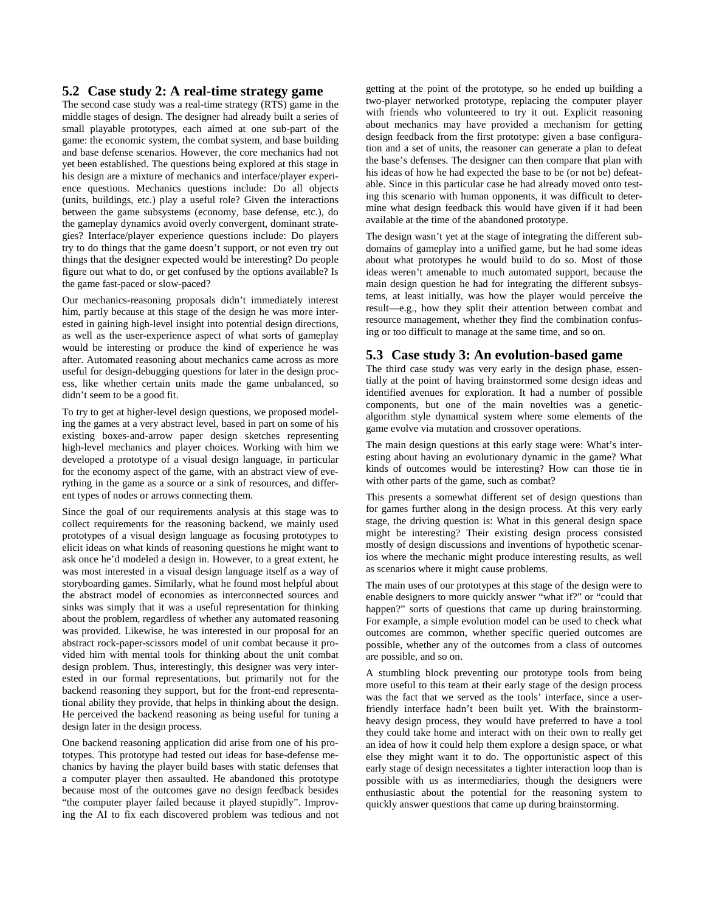## 5.2 Case study 2: A real-time strategy game

The second case study was a real-time strategy (RTS) game in the middle stages of design. The designer had already built a series of small playable prototypes, each aimed at one sub-part of the game: the economic system, the combat system, and base building and base defense scenarios. However, the core mechanics had not yet been established. The questions being explored at this stage in his design are a mixture of mechanics and interface/player experience questions. Mechanics questions include: Do all objects (units, buildings, etc.) play a useful role? Given the interactions between the game subsystems (economy, base defense, etc.), do the gameplay dynamics avoid overly convergent, dominant strategies? Interface/player experience questions include: Do players try to do things that the game doesn't support, or not even try out things that the designer expected would be interesting? Do people figure out what to do, or get confused by the options available? Is the game fast-paced or slow-paced?

Our mechanics-reasoning proposals didn't immediately interest him, partly because at this stage of the design he was more interested in gaining high-level insight into potential design directions, as well as the user-experience aspect of what sorts of gameplay would be interesting or produce the kind of experience he was after. Automated reasoning about mechanics came across as more useful for design-debugging questions for later in the design process, like whether certain units made the game unbalanced, so didn't seem to be a good fit.

To try to get at higher-level design questions, we proposed modeling the games at a very abstract level, based in part on some of his existing boxes-and-arrow paper design sketches representing high-level mechanics and player choices. Working with him we developed a prototype of a visual design language, in particular for the economy aspect of the game, with an abstract view of everything in the game as a source or a sink of resources, and different types of nodes or arrows connecting them.

Since the goal of our requirements analysis at this stage was to collect requirements for the reasoning backend, we mainly used prototypes of a visual design language as focusing prototypes to elicit ideas on what kinds of reasoning questions he might want to ask once he'd modeled a design in. However, to a great extent, he was most interested in a visual design language itself as a way of storyboarding games. Similarly, what he found most helpful about the abstract model of economies as interconnected sources and sinks was simply that it was a useful representation for thinking about the problem, regardless of whether any automated reasoning was provided. Likewise, he was interested in our proposal for an abstract rock-paper-scissors model of unit combat because it provided him with mental tools for thinking about the unit combat design problem. Thus, interestingly, this designer was very interested in our formal representations, but primarily not for the backend reasoning they support, but for the front-end representational ability they provide, that helps in thinking about the design. He perceived the backend reasoning as being useful for tuning a design later in the design process.

One backend reasoning application did arise from one of his prototypes. This prototype had tested out ideas for base-defense mechanics by having the player build bases with static defenses that a computer player then assaulted. He abandoned this prototype because most of the outcomes gave no design feedback besides "the computer player failed because it played stupidly". Improving the AI to fix each discovered problem was tedious and not getting at the point of the prototype, so he ended up building a two-player networked prototype, replacing the computer player with friends who volunteered to try it out. Explicit reasoning about mechanics may have provided a mechanism for getting design feedback from the first prototype: given a base configuration and a set of units, the reasoner can generate a plan to defeat the base's defenses. The designer can then compare that plan with his ideas of how he had expected the base to be (or not be) defeatable. Since in this particular case he had already moved onto testing this scenario with human opponents, it was difficult to determine what design feedback this would have given if it had been available at the time of the abandoned prototype.

The design wasn't yet at the stage of integrating the different subdomains of gameplay into a unified game, but he had some ideas about what prototypes he would build to do so. Most of those ideas weren't amenable to much automated support, because the main design question he had for integrating the different subsystems, at least initially, was how the player would perceive the result—e.g., how they split their attention between combat and resource management, whether they find the combination confusing or too difficult to manage at the same time, and so on.

## 5.3 Case study 3: An evolution-based game

The third case study was very early in the design phase, essentially at the point of having brainstormed some design ideas and identified avenues for exploration. It had a number of possible components, but one of the main novelties was a genetic-algorithm style dynamical system where some elements of the game evolve via mutation and crossover operations.

The main design questions at this early stage were: What's interesting about having an evolutionary dynamic in the game? What kinds of outcomes would be interesting? How can those tie in with other parts of the game, such as combat?

This presents a somewhat different set of design questions than for games further along in the design process. At this very early stage, the driving question is: What in this general design space might be interesting? Their existing design process consisted mostly of design discussions and inventions of hypothetic scenarios where the mechanic might produce interesting results, as well as scenarios where it might cause problems.

The main uses of our prototypes at this stage of the design were to enable designers to more quickly answer "what if?" or "could that happen?" sorts of questions that came up during brainstorming. For example, a simple evolution model can be used to check what outcomes are common, whether specific queried outcomes are possible, whether any of the outcomes from a class of outcomes are possible, and so on.

A stumbling block preventing our prototype tools from being more useful to this team at their early stage of the design process was the fact that we served as the tools' interface, since a user-friendly interface hadn't been built yet. With the brainstorm-heavy design process, they would have preferred to have a tool they could take home and interact with on their own to really get an idea of how it could help them explore a design space, or what else they might want it to do. The opportunistic aspect of this early stage of design necessitates a tighter interaction loop than is possible with us as intermediaries, though the designers were enthusiastic about the potential for the reasoning system to quickly answer questions that came up during brainstorming.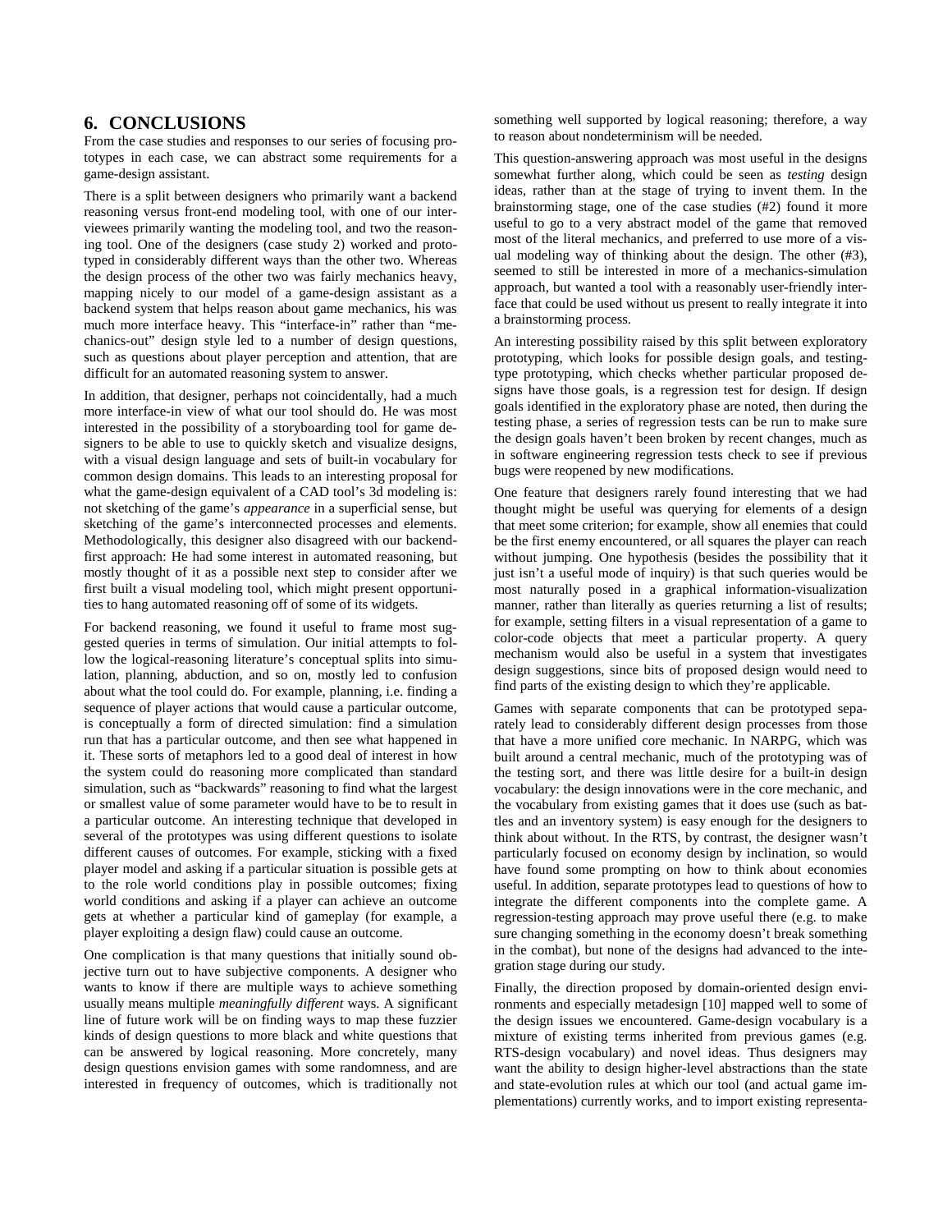## 6. CONCLUSIONS

From the case studies and responses to our series of focusing prototypes in each case, we can abstract some requirements for a game-design assistant.

There is a split between designers who primarily want a backend reasoning versus front-end modeling tool, with one of our interviewees primarily wanting the modeling tool, and two the reasoning tool. One of the designers (case study 2) worked and prototyped in considerably different ways than the other two. Whereas the design process of the other two was fairly mechanics heavy, mapping nicely to our model of a game-design assistant as a backend system that helps reason about game mechanics, his was much more interface heavy. This "interface-in" rather than "mechanics-out" design style led to a number of design questions, such as questions about player perception and attention, that are difficult for an automated reasoning system to answer.

In addition, that designer, perhaps not coincidentally, had a much more interface-in view of what our tool should do. He was most interested in the possibility of a storyboarding tool for game designers to be able to use to quickly sketch and visualize designs, with a visual design language and sets of built-in vocabulary for common design domains. This leads to an interesting proposal for what the game-design equivalent of a CAD tool's 3d modeling is: not sketching of the game's *appearance* in a superficial sense, but sketching of the game's interconnected processes and elements. Methodologically, this designer also disagreed with our backend-first approach: He had some interest in automated reasoning, but mostly thought of it as a possible next step to consider after we first built a visual modeling tool, which might present opportunities to hang automated reasoning off of some of its widgets.

For backend reasoning, we found it useful to frame most suggested queries in terms of simulation. Our initial attempts to follow the logical-reasoning literature's conceptual splits into simulation, planning, abduction, and so on, mostly led to confusion about what the tool could do. For example, planning, i.e. finding a sequence of player actions that would cause a particular outcome, is conceptually a form of directed simulation: find a simulation run that has a particular outcome, and then see what happened in it. These sorts of metaphors led to a good deal of interest in how the system could do reasoning more complicated than standard simulation, such as "backwards" reasoning to find what the largest or smallest value of some parameter would have to be to result in a particular outcome. An interesting technique that developed in several of the prototypes was using different questions to isolate different causes of outcomes. For example, sticking with a fixed player model and asking if a particular situation is possible gets at to the role world conditions play in possible outcomes; fixing world conditions and asking if a player can achieve an outcome gets at whether a particular kind of gameplay (for example, a player exploiting a design flaw) could cause an outcome.

One complication is that many questions that initially sound objective turn out to have subjective components. A designer who wants to know if there are multiple ways to achieve something usually means multiple *meaningfully different* ways. A significant line of future work will be on finding ways to map these fuzzier kinds of design questions to more black and white questions that can be answered by logical reasoning. More concretely, many design questions envision games with some randomness, and are interested in frequency of outcomes, which is traditionally not something well supported by logical reasoning; therefore, a way to reason about nondeterminism will be needed.

This question-answering approach was most useful in the designs somewhat further along, which could be seen as *testing* design ideas, rather than at the stage of trying to invent them. In the brainstorming stage, one of the case studies (#2) found it more useful to go to a very abstract model of the game that removed most of the literal mechanics, and preferred to use more of a visual modeling way of thinking about the design. The other (#3), seemed to still be interested in more of a mechanics-simulation approach, but wanted a tool with a reasonably user-friendly interface that could be used without us present to really integrate it into a brainstorming process.

An interesting possibility raised by this split between exploratory prototyping, which looks for possible design goals, and testing-type prototyping, which checks whether particular proposed designs have those goals, is a regression test for design. If design goals identified in the exploratory phase are noted, then during the testing phase, a series of regression tests can be run to make sure the design goals haven't been broken by recent changes, much as in software engineering regression tests check to see if previous bugs were reopened by new modifications.

One feature that designers rarely found interesting that we had thought might be useful was querying for elements of a design that meet some criterion; for example, show all enemies that could be the first enemy encountered, or all squares the player can reach without jumping. One hypothesis (besides the possibility that it just isn't a useful mode of inquiry) is that such queries would be most naturally posed in a graphical information-visualization manner, rather than literally as queries returning a list of results; for example, setting filters in a visual representation of a game to color-code objects that meet a particular property. A query mechanism would also be useful in a system that investigates design suggestions, since bits of proposed design would need to find parts of the existing design to which they're applicable.

Games with separate components that can be prototyped separately lead to considerably different design processes from those that have a more unified core mechanic. In NARPG, which was built around a central mechanic, much of the prototyping was of the testing sort, and there was little desire for a built-in design vocabulary: the design innovations were in the core mechanic, and the vocabulary from existing games that it does use (such as battles and an inventory system) is easy enough for the designers to think about without. In the RTS, by contrast, the designer wasn't particularly focused on economy design by inclination, so would have found some prompting on how to think about economies useful. In addition, separate prototypes lead to questions of how to integrate the different components into the complete game. A regression-testing approach may prove useful there (e.g. to make sure changing something in the economy doesn't break something in the combat), but none of the designs had advanced to the integration stage during our study.

Finally, the direction proposed by domain-oriented design environments and especially metadesign [10] mapped well to some of the design issues we encountered. Game-design vocabulary is a mixture of existing terms inherited from previous games (e.g. RTS-design vocabulary) and novel ideas. Thus designers may want the ability to design higher-level abstractions than the state and state-evolution rules at which our tool (and actual game implementations) currently works, and to import existing representa-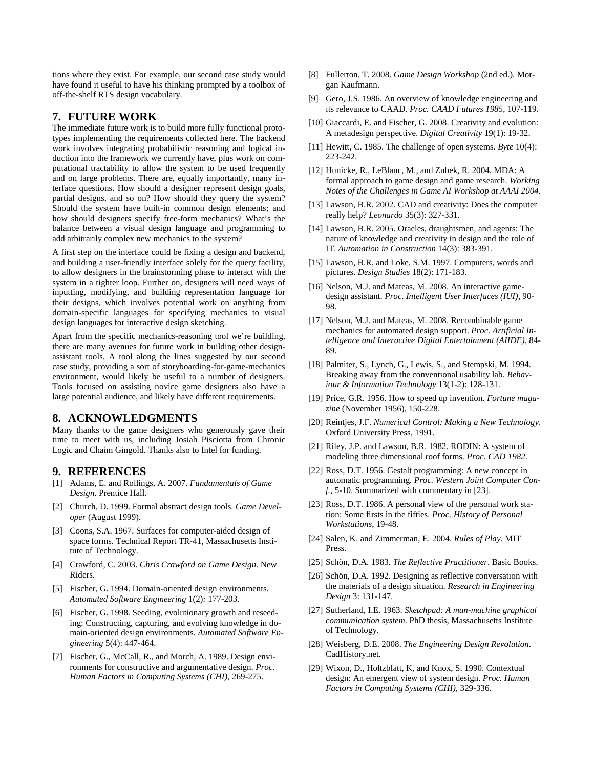tions where they exist. For example, our second case study would have found it useful to have his thinking prompted by a toolbox of off-the-shelf RTS design vocabulary.

## 7. FUTURE WORK

The immediate future work is to build more fully functional prototypes implementing the requirements collected here. The backend work involves integrating probabilistic reasoning and logical induction into the framework we currently have, plus work on computational tractability to allow the system to be used frequently and on large problems. There are, equally importantly, many interface questions. How should a designer represent design goals, partial designs, and so on? How should they query the system? Should the system have built-in common design elements; and how should designers specify free-form mechanics? What's the balance between a visual design language and programming to add arbitrarily complex new mechanics to the system?

A first step on the interface could be fixing a design and backend, and building a user-friendly interface solely for the query facility, to allow designers in the brainstorming phase to interact with the system in a tighter loop. Further on, designers will need ways of inputting, modifying, and building representation language for their designs, which involves potential work on anything from domain-specific languages for specifying mechanics to visual design languages for interactive design sketching.

Apart from the specific mechanics-reasoning tool we're building, there are many avenues for future work in building other design-assistant tools. A tool along the lines suggested by our second case study, providing a sort of storyboarding-for-game-mechanics environment, would likely be useful to a number of designers. Tools focused on assisting novice game designers also have a large potential audience, and likely have different requirements.

## 8. ACKNOWLEDGMENTS

Many thanks to the game designers who generously gave their time to meet with us, including Josiah Pisciotta from Chronic Logic and Chaim Gingold. Thanks also to Intel for funding.

## 9. REFERENCES

[1] Adams, E. and Rollings, A. 2007. *Fundamentals of Game Design*. Prentice Hall.

[2] Church, D. 1999. Formal abstract design tools. *Game Developer* (August 1999).

[3] Coons, S.A. 1967. Surfaces for computer-aided design of space forms. Technical Report TR-41, Massachusetts Institute of Technology.

[4] Crawford, C. 2003. *Chris Crawford on Game Design*. New Riders.

[5] Fischer, G. 1994. Domain-oriented design environments. *Automated Software Engineering* 1(2)*:* 177-203.

[6] Fischer, G. 1998. Seeding, evolutionary growth and reseeding: Constructing, capturing, and evolving knowledge in domain-oriented design environments. *Automated Software Engineering* 5(4): 447-464.

[7] Fischer, G., McCall, R., and Morch, A. 1989. Design environments for constructive and argumentative design. *Proc. Human Factors in Computing Systems (CHI)*, 269-275.

[8] Fullerton, T. 2008. *Game Design Workshop* (2nd ed.). Morgan Kaufmann.

[9] Gero, J.S. 1986. An overview of knowledge engineering and its relevance to CAAD. *Proc. CAAD Futures 1985*, 107-119.

[10] Giaccardi, E. and Fischer, G. 2008. Creativity and evolution: A metadesign perspective. *Digital Creativity* 19(1): 19-32.

[11] Hewitt, C. 1985. The challenge of open systems. *Byte* 10(4): 223-242.

[12] Hunicke, R., LeBlanc, M., and Zubek, R. 2004. MDA: A formal approach to game design and game research. *Working Notes of the Challenges in Game AI Workshop at AAAI 2004*.

[13] Lawson, B.R. 2002. CAD and creativity: Does the computer really help? *Leonardo* 35(3): 327-331.

[14] Lawson, B.R. 2005. Oracles, draughtsmen, and agents: The nature of knowledge and creativity in design and the role of IT. *Automation in Construction* 14(3): 383-391.

[15] Lawson, B.R. and Loke, S.M. 1997. Computers, words and pictures. *Design Studies* 18(2): 171-183.

[16] Nelson, M.J. and Mateas, M. 2008. An interactive game-design assistant. *Proc. Intelligent User Interfaces (IUI)*, 90-98.

[17] Nelson, M.J. and Mateas, M. 2008. Recombinable game mechanics for automated design support. *Proc. Artificial Intelligence and Interactive Digital Entertainment (AIIDE)*, 84-89.

[18] Palmiter, S., Lynch, G., Lewis, S., and Stempski, M. 1994. Breaking away from the conventional usability lab. *Behaviour & Information Technology* 13(1-2): 128-131.

[19] Price, G.R. 1956. How to speed up invention. *Fortune magazine* (November 1956), 150-228.

[20] Reintjes, J.F. *Numerical Control: Making a New Technology*. Oxford University Press, 1991.

[21] Riley, J.P. and Lawson, B.R. 1982. RODIN: A system of modeling three dimensional roof forms. *Proc. CAD 1982*.

[22] Ross, D.T. 1956. Gestalt programming: A new concept in automatic programming. *Proc. Western Joint Computer Conf.*, 5-10. Summarized with commentary in [23].

[23] Ross, D.T. 1986. A personal view of the personal work station: Some firsts in the fifties. *Proc. History of Personal Workstations*, 19-48.

[24] Salen, K. and Zimmerman, E. 2004. *Rules of Play*. MIT Press.

[25] Schön, D.A. 1983. *The Reflective Practitioner*. Basic Books.

[26] Schön, D.A. 1992. Designing as reflective conversation with the materials of a design situation. *Research in Engineering Design* 3: 131-147.

[27] Sutherland, I.E. 1963. *Sketchpad: A man-machine graphical communication system*. PhD thesis, Massachusetts Institute of Technology.

[28] Weisberg, D.E. 2008. *The Engineering Design Revolution*. CadHistory.net.

[29] Wixon, D., Holtzblatt, K, and Knox, S. 1990. Contextual design: An emergent view of system design. *Proc. Human Factors in Computing Systems (CHI)*, 329-336.